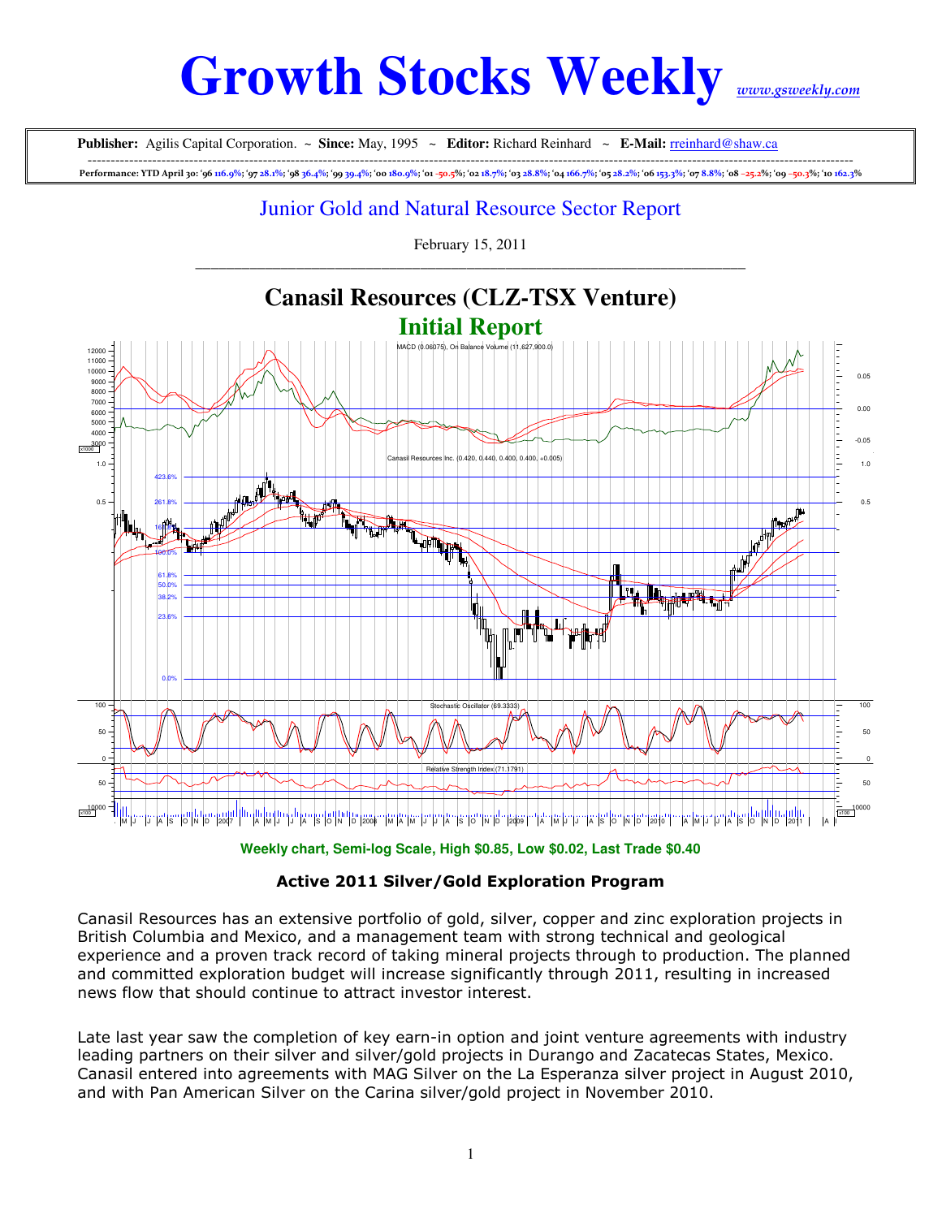# Growth Stocks Weekly

www.gsweekly.com

**Publisher:** Agilis Capital Corporation. ~ **Since:** May, 1995 ~ **Editor:** Richard Reinhard ~ **E-Mail:** rreinhard@shaw.ca

**Performance: YTD April 30:** '96 116.9%; '97 28.1%; '98 36.4%; '99 39.4%; '00 180.9%; '01 -50.5%; '02 18.7%; '03 28.8%; '04 166.7%; '05 28.2%; '06 153.3%; '07 8.8%; '08 -25.2%; '09 -50.3%; '10 162.3%

## Junior Gold and Natural Resource Sector Report

February 15, 2011

# Canasil Resources (CLZ-TSX Venture)

## Initial Report

MACD (0.06075), On Balance Volume (11,627,900.0)

Canasil Resources Inc. (0.420, 0.440, 0.400, 0.400, +0.005)

423.6%
261.8%
161.8%
100.0%
61.8%
50.0%
38.2%
23.6%
0.0%

Stochastic Oscillator (69.3333)

Relative Strength Index (71.1791)

M J J A S O N D 2007 F M A M J J A S O N D 2008 F M A M J J A S O N D 2009 F M A M J J A S O N D 2010 F M A M J J A S O N D 2011 F M A

**Weekly chart, Semi-log Scale, High $0.85, Low $0.02, Last Trade $0.40**

### Active 2011 Silver/Gold Exploration Program

Canasil Resources has an extensive portfolio of gold, silver, copper and zinc exploration projects in British Columbia and Mexico, and a management team with strong technical and geological experience and a proven track record of taking mineral projects through to production. The planned and committed exploration budget will increase significantly through 2011, resulting in increased news flow that should continue to attract investor interest.

Late last year saw the completion of key earn-in option and joint venture agreements with industry leading partners on their silver and silver/gold projects in Durango and Zacatecas States, Mexico. Canasil entered into agreements with MAG Silver on the La Esperanza silver project in August 2010, and with Pan American Silver on the Carina silver/gold project in November 2010.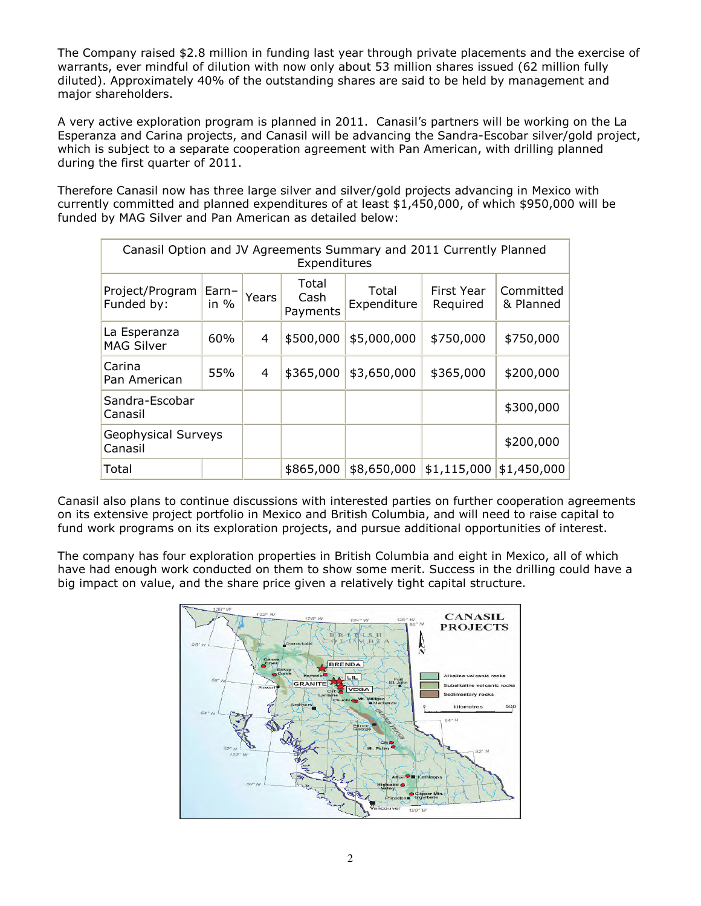The Company raised $2.8 million in funding last year through private placements and the exercise of warrants, ever mindful of dilution with now only about 53 million shares issued (62 million fully diluted). Approximately 40% of the outstanding shares are said to be held by management and major shareholders.

A very active exploration program is planned in 2011. Canasil's partners will be working on the La Esperanza and Carina projects, and Canasil will be advancing the Sandra-Escobar silver/gold project, which is subject to a separate cooperation agreement with Pan American, with drilling planned during the first quarter of 2011.

Therefore Canasil now has three large silver and silver/gold projects advancing in Mexico with currently committed and planned expenditures of at least $1,450,000, of which $950,000 will be funded by MAG Silver and Pan American as detailed below:

| Canasil Option and JV Agreements Summary and 2011 Currently Planned Expenditures | | | | | | |
|---|---|---|---|---|---|---|
| Project/Program Funded by: | Earn–in % | Years | Total Cash Payments | Total Expenditure | First Year Required | Committed & Planned |
| La Esperanza MAG Silver | 60% | 4 | $500,000 | $5,000,000 | $750,000 | $750,000 |
| Carina Pan American | 55% | 4 | $365,000 | $3,650,000 | $365,000 | $200,000 |
| Sandra-Escobar Canasil | | | | | | $300,000 |
| Geophysical Surveys Canasil | | | | | | $200,000 |
| Total | | | $865,000 | $8,650,000 | $1,115,000 | $1,450,000 |

Canasil also plans to continue discussions with interested parties on further cooperation agreements on its extensive project portfolio in Mexico and British Columbia, and will need to raise capital to fund work programs on its exploration projects, and pursue additional opportunities of interest.

The company has four exploration properties in British Columbia and eight in Mexico, all of which have had enough work conducted on them to show some merit. Success in the drilling could have a big impact on value, and the share price given a relatively tight capital structure.

CANASIL PROJECTS

BRENDA
LIL
GRANITE
VEGA

Alkaline volcanic rocks
Subalkaline volcanic rocks
Sedimentary rocks

kilometres 0 500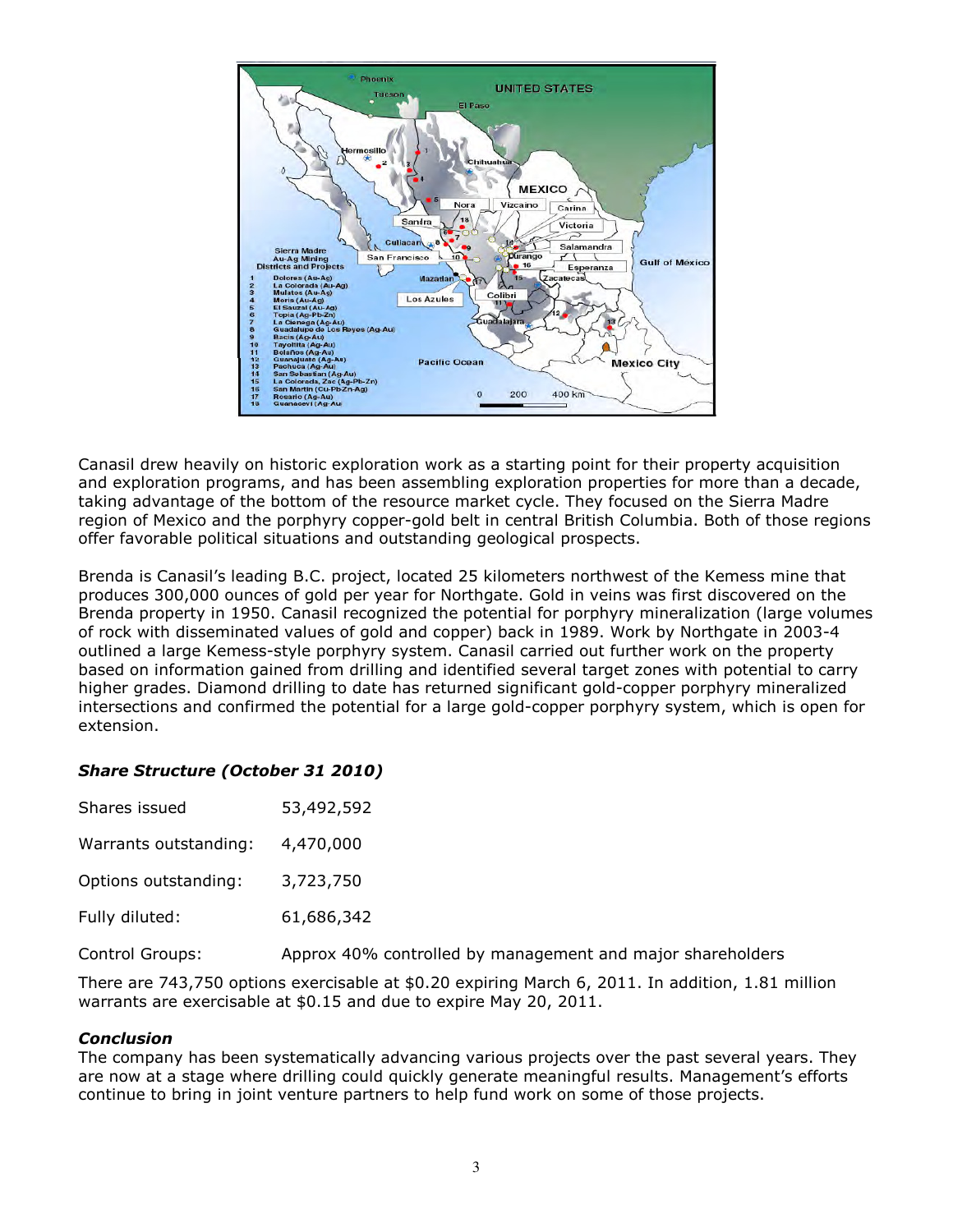Phoenix
Tucson
UNITED STATES
El Paso
Hermosillo
Chihuahua
MEXICO
Nora
Vizcaino
Carina
Sandra
Victoria
Culiacan
Salamandra
San Francisco
Durango
Esperanza
Gulf of Mexico
Mazatlan
Zacatecas
Los Azules
Colibri
Guadalajara
Pacific Ocean
Mexico City
0 200 400 km

Sierra Madre Au-Ag Mining Districts and Projects
1 Dolores (Au-Ag)
2 La Colorada (Au-Ag)
3 Mulatos (Au-Ag)
4 Moris (Au-Ag)
5 El Sauzal (Au-Ag)
6 Topia (Ag-Pb-Zn)
7 La Cienega (Ag-Au)
8 Guadalupe de Los Reyes (Ag-Au)
9 Bacis (Ag-Au)
10 Tayoltita (Ag-Au)
11 Bolaños (Ag-Au)
12 Guanajuato (Ag-Au)
13 Pachuca (Ag-Au)
14 San Sebastian (Ag-Au)
15 La Colorada, Zac (Ag-Pb-Zn)
16 San Martin (Cu-PbZn-Ag)
17 Rosario (Ag-Au)
18 Guanacevi (Ag-Au)

Canasil drew heavily on historic exploration work as a starting point for their property acquisition and exploration programs, and has been assembling exploration properties for more than a decade, taking advantage of the bottom of the resource market cycle. They focused on the Sierra Madre region of Mexico and the porphyry copper-gold belt in central British Columbia. Both of those regions offer favorable political situations and outstanding geological prospects.

Brenda is Canasil's leading B.C. project, located 25 kilometers northwest of the Kemess mine that produces 300,000 ounces of gold per year for Northgate. Gold in veins was first discovered on the Brenda property in 1950. Canasil recognized the potential for porphyry mineralization (large volumes of rock with disseminated values of gold and copper) back in 1989. Work by Northgate in 2003-4 outlined a large Kemess-style porphyry system. Canasil carried out further work on the property based on information gained from drilling and identified several target zones with potential to carry higher grades. Diamond drilling to date has returned significant gold-copper porphyry mineralized intersections and confirmed the potential for a large gold-copper porphyry system, which is open for extension.

### *Share Structure (October 31 2010)*

| | |
|---|---|
| Shares issued | 53,492,592 |
| Warrants outstanding: | 4,470,000 |
| Options outstanding: | 3,723,750 |
| Fully diluted: | 61,686,342 |
| Control Groups: | Approx 40% controlled by management and major shareholders |

There are 743,750 options exercisable at $0.20 expiring March 6, 2011. In addition, 1.81 million warrants are exercisable at $0.15 and due to expire May 20, 2011.

### *Conclusion*

The company has been systematically advancing various projects over the past several years. They are now at a stage where drilling could quickly generate meaningful results. Management's efforts continue to bring in joint venture partners to help fund work on some of those projects.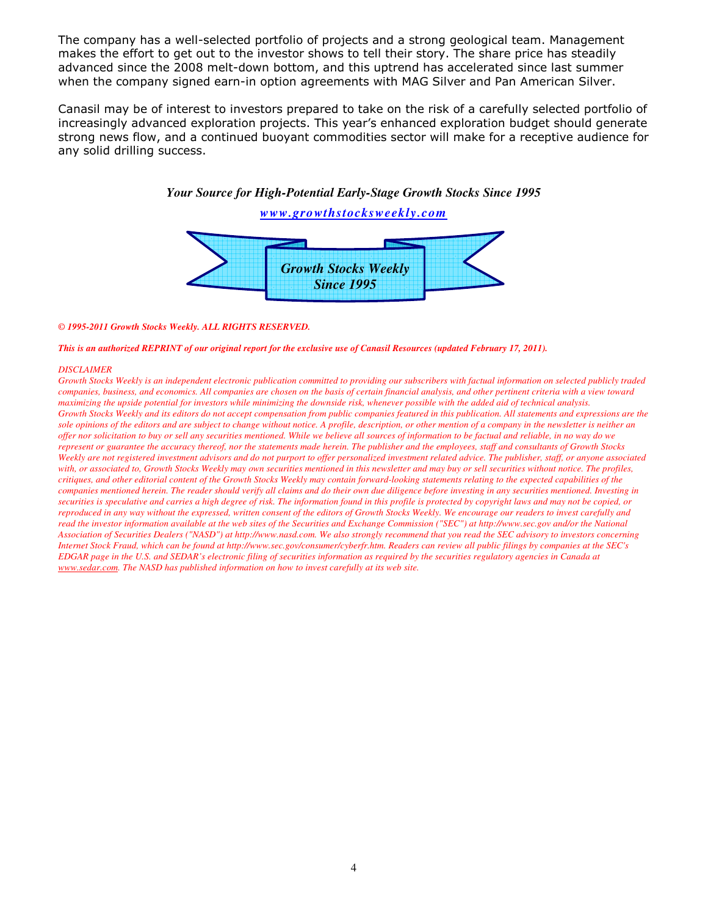The company has a well-selected portfolio of projects and a strong geological team. Management makes the effort to get out to the investor shows to tell their story. The share price has steadily advanced since the 2008 melt-down bottom, and this uptrend has accelerated since last summer when the company signed earn-in option agreements with MAG Silver and Pan American Silver.

Canasil may be of interest to investors prepared to take on the risk of a carefully selected portfolio of increasingly advanced exploration projects. This year's enhanced exploration budget should generate strong news flow, and a continued buoyant commodities sector will make for a receptive audience for any solid drilling success.

***Your Source for High-Potential Early-Stage Growth Stocks Since 1995***

***www.growthstocksweekly.com***

***Growth Stocks Weekly Since 1995***

***© 1995-2011 Growth Stocks Weekly. ALL RIGHTS RESERVED.***

***This is an authorized REPRINT of our original report for the exclusive use of Canasil Resources (updated February 17, 2011).***

*DISCLAIMER*

*Growth Stocks Weekly is an independent electronic publication committed to providing our subscribers with factual information on selected publicly traded companies, business, and economics. All companies are chosen on the basis of certain financial analysis, and other pertinent criteria with a view toward maximizing the upside potential for investors while minimizing the downside risk, whenever possible with the added aid of technical analysis.*
*Growth Stocks Weekly and its editors do not accept compensation from public companies featured in this publication. All statements and expressions are the sole opinions of the editors and are subject to change without notice. A profile, description, or other mention of a company in the newsletter is neither an offer nor solicitation to buy or sell any securities mentioned. While we believe all sources of information to be factual and reliable, in no way do we represent or guarantee the accuracy thereof, nor the statements made herein. The publisher and the employees, staff and consultants of Growth Stocks Weekly are not registered investment advisors and do not purport to offer personalized investment related advice. The publisher, staff, or anyone associated with, or associated to, Growth Stocks Weekly may own securities mentioned in this newsletter and may buy or sell securities without notice. The profiles, critiques, and other editorial content of the Growth Stocks Weekly may contain forward-looking statements relating to the expected capabilities of the companies mentioned herein. The reader should verify all claims and do their own due diligence before investing in any securities mentioned. Investing in securities is speculative and carries a high degree of risk. The information found in this profile is protected by copyright laws and may not be copied, or reproduced in any way without the expressed, written consent of the editors of Growth Stocks Weekly. We encourage our readers to invest carefully and read the investor information available at the web sites of the Securities and Exchange Commission ("SEC") at http://www.sec.gov and/or the National Association of Securities Dealers ("NASD") at http://www.nasd.com. We also strongly recommend that you read the SEC advisory to investors concerning Internet Stock Fraud, which can be found at http://www.sec.gov/consumer/cyberfr.htm. Readers can review all public filings by companies at the SEC's EDGAR page in the U.S. and SEDAR's electronic filing of securities information as required by the securities regulatory agencies in Canada at www.sedar.com. The NASD has published information on how to invest carefully at its web site.*